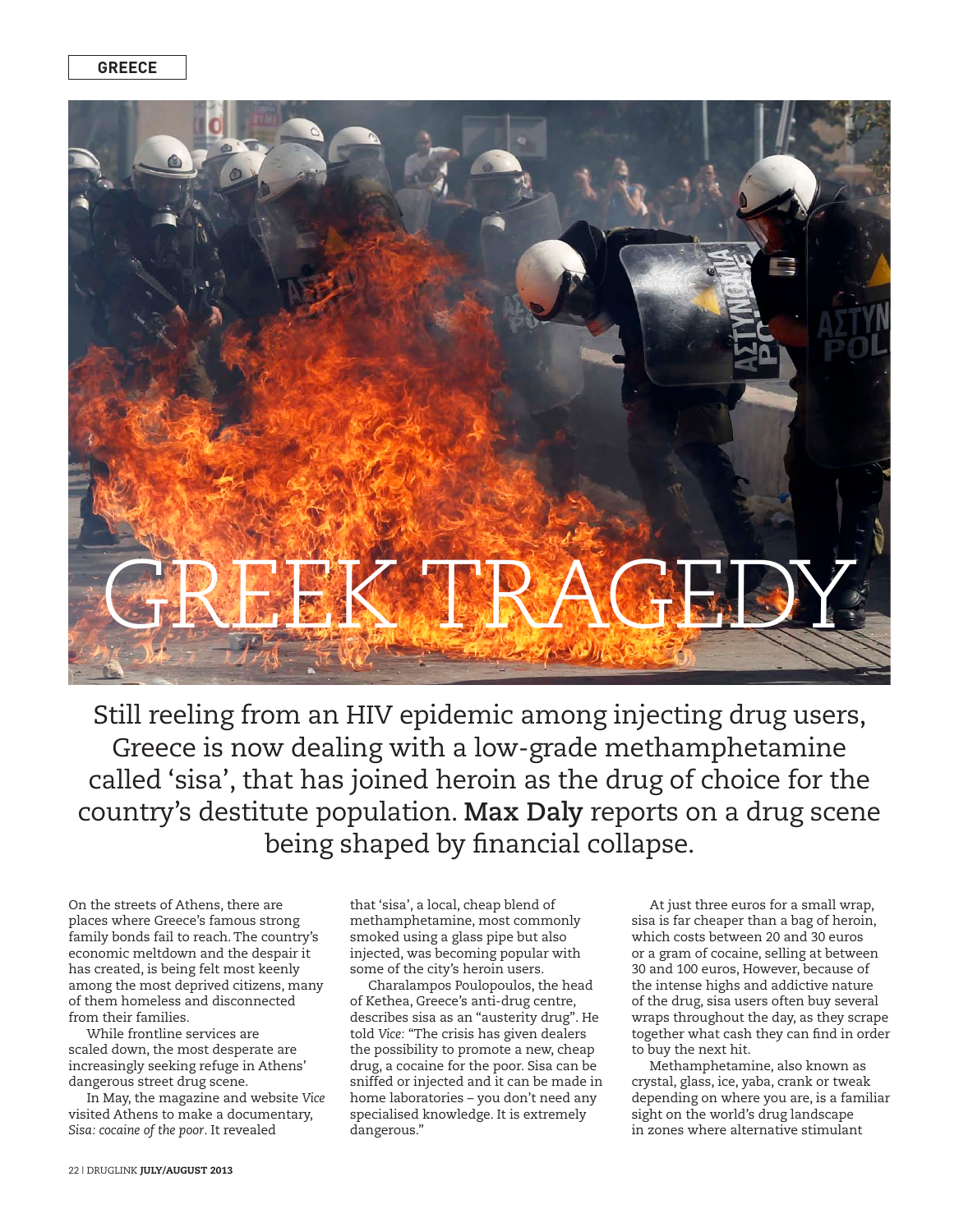GREECE

# GREEK TRAGEDY

Still reeling from an HIV epidemic among injecting drug users, Greece is now dealing with a low-grade methamphetamine called 'sisa', that has joined heroin as the drug of choice for the country's destitute population. **Max Daly** reports on a drug scene being shaped by financial collapse.

On the streets of Athens, there are places where Greece's famous strong family bonds fail to reach. The country's economic meltdown and the despair it has created, is being felt most keenly among the most deprived citizens, many of them homeless and disconnected from their families.

While frontline services are scaled down, the most desperate are increasingly seeking refuge in Athens' dangerous street drug scene.

In May, the magazine and website *Vice* visited Athens to make a documentary, *Sisa: cocaine of the poor*. It revealed that 'sisa', a local, cheap blend of methamphetamine, most commonly smoked using a glass pipe but also injected, was becoming popular with some of the city's heroin users.

Charalampos Poulopoulos, the head of Kethea, Greece's anti-drug centre, describes sisa as an "austerity drug". He told *Vice:* "The crisis has given dealers the possibility to promote a new, cheap drug, a cocaine for the poor. Sisa can be sniffed or injected and it can be made in home laboratories – you don't need any specialised knowledge. It is extremely dangerous."

At just three euros for a small wrap, sisa is far cheaper than a bag of heroin, which costs between 20 and 30 euros or a gram of cocaine, selling at between 30 and 100 euros, However, because of the intense highs and addictive nature of the drug, sisa users often buy several wraps throughout the day, as they scrape together what cash they can find in order to buy the next hit.

Methamphetamine, also known as crystal, glass, ice, yaba, crank or tweak depending on where you are, is a familiar sight on the world's drug landscape in zones where alternative stimulant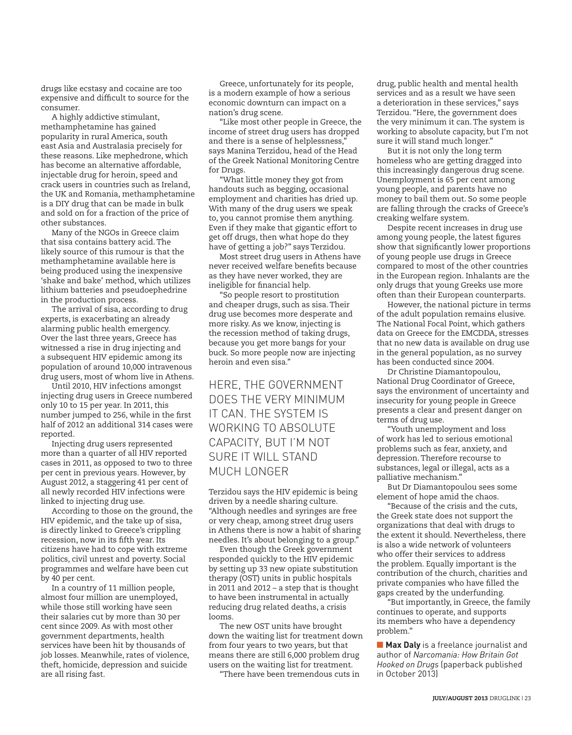drugs like ecstasy and cocaine are too expensive and difficult to source for the consumer.

A highly addictive stimulant, methamphetamine has gained popularity in rural America, south east Asia and Australasia precisely for these reasons. Like mephedrone, which has become an alternative affordable, injectable drug for heroin, speed and crack users in countries such as Ireland, the UK and Romania, methamphetamine is a DIY drug that can be made in bulk and sold on for a fraction of the price of other substances.

Many of the NGOs in Greece claim that sisa contains battery acid. The likely source of this rumour is that the methamphetamine available here is being produced using the inexpensive 'shake and bake' method, which utilizes lithium batteries and pseudoephedrine in the production process.

The arrival of sisa, according to drug experts, is exacerbating an already alarming public health emergency. Over the last three years, Greece has witnessed a rise in drug injecting and a subsequent HIV epidemic among its population of around 10,000 intravenous drug users, most of whom live in Athens.

Until 2010, HIV infections amongst injecting drug users in Greece numbered only 10 to 15 per year. In 2011, this number jumped to 256, while in the first half of 2012 an additional 314 cases were reported.

Injecting drug users represented more than a quarter of all HIV reported cases in 2011, as opposed to two to three per cent in previous years. However, by August 2012, a staggering 41 per cent of all newly recorded HIV infections were linked to injecting drug use.

According to those on the ground, the HIV epidemic, and the take up of sisa, is directly linked to Greece's crippling recession, now in its fifth year. Its citizens have had to cope with extreme politics, civil unrest and poverty. Social programmes and welfare have been cut by 40 per cent.

In a country of 11 million people, almost four million are unemployed, while those still working have seen their salaries cut by more than 30 per cent since 2009. As with most other government departments, health services have been hit by thousands of job losses. Meanwhile, rates of violence, theft, homicide, depression and suicide are all rising fast.

Greece, unfortunately for its people, is a modern example of how a serious economic downturn can impact on a nation's drug scene.

"Like most other people in Greece, the income of street drug users has dropped and there is a sense of helplessness," says Manina Terzidou, head of the Head of the Greek National Monitoring Centre for Drugs.

"What little money they got from handouts such as begging, occasional employment and charities has dried up. With many of the drug users we speak to, you cannot promise them anything. Even if they make that gigantic effort to get off drugs, then what hope do they have of getting a job?" says Terzidou.

Most street drug users in Athens have never received welfare benefits because as they have never worked, they are ineligible for financial help.

"So people resort to prostitution and cheaper drugs, such as sisa. Their drug use becomes more desperate and more risky. As we know, injecting is the recession method of taking drugs, because you get more bangs for your buck. So more people now are injecting heroin and even sisa."

> HERE, THE GOVERNMENT DOES THE VERY MINIMUM IT CAN. THE SYSTEM IS WORKING TO ABSOLUTE CAPACITY, BUT I'M NOT SURE IT WILL STAND MUCH LONGER

Terzidou says the HIV epidemic is being driven by a needle sharing culture. "Although needles and syringes are free or very cheap, among street drug users in Athens there is now a habit of sharing needles. It's about belonging to a group."

Even though the Greek government responded quickly to the HIV epidemic by setting up 33 new opiate substitution therapy (OST) units in public hospitals in 2011 and 2012 – a step that is thought to have been instrumental in actually reducing drug related deaths, a crisis looms.

The new OST units have brought down the waiting list for treatment down from four years to two years, but that means there are still 6,000 problem drug users on the waiting list for treatment.

"There have been tremendous cuts in drug, public health and mental health services and as a result we have seen a deterioration in these services," says Terzidou. "Here, the government does the very minimum it can. The system is working to absolute capacity, but I'm not sure it will stand much longer."

But it is not only the long term homeless who are getting dragged into this increasingly dangerous drug scene. Unemployment is 65 per cent among young people, and parents have no money to bail them out. So some people are falling through the cracks of Greece's creaking welfare system.

Despite recent increases in drug use among young people, the latest figures show that significantly lower proportions of young people use drugs in Greece compared to most of the other countries in the European region. Inhalants are the only drugs that young Greeks use more often than their European counterparts.

However, the national picture in terms of the adult population remains elusive. The National Focal Point, which gathers data on Greece for the EMCDDA, stresses that no new data is available on drug use in the general population, as no survey has been conducted since 2004.

Dr Christine Diamantopoulou, National Drug Coordinator of Greece, says the environment of uncertainty and insecurity for young people in Greece presents a clear and present danger on terms of drug use.

"Youth unemployment and loss of work has led to serious emotional problems such as fear, anxiety, and depression. Therefore recourse to substances, legal or illegal, acts as a palliative mechanism."

But Dr Diamantopoulou sees some element of hope amid the chaos.

"Because of the crisis and the cuts, the Greek state does not support the organizations that deal with drugs to the extent it should. Nevertheless, there is also a wide network of volunteers who offer their services to address the problem. Equally important is the contribution of the church, charities and private companies who have filled the gaps created by the underfunding.

"But importantly, in Greece, the family continues to operate, and supports its members who have a dependency problem."

■ **Max Daly** is a freelance journalist and author of *Narcomania: How Britain Got Hooked on Drugs* (paperback published in October 2013)